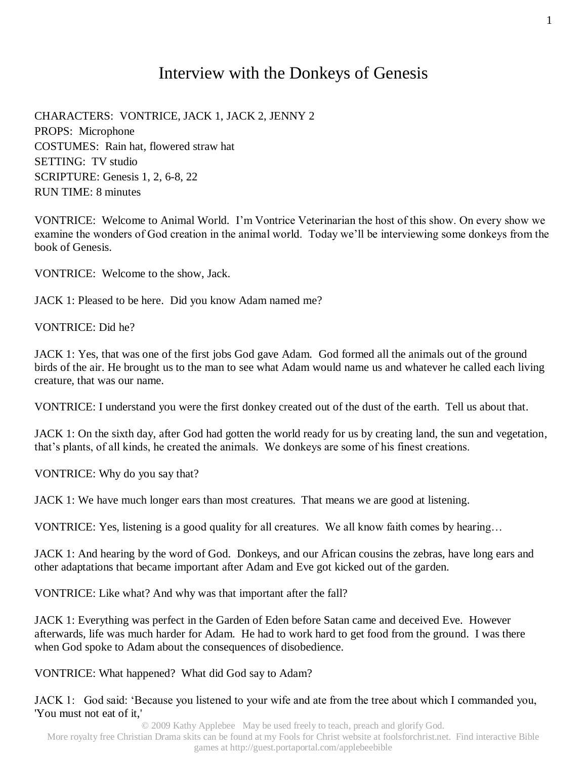# Interview with the Donkeys of Genesis

CHARACTERS: VONTRICE, JACK 1, JACK 2, JENNY 2
PROPS: Microphone
COSTUMES: Rain hat, flowered straw hat
SETTING: TV studio
SCRIPTURE: Genesis 1, 2, 6-8, 22
RUN TIME: 8 minutes

VONTRICE: Welcome to Animal World. I'm Vontrice Veterinarian the host of this show. On every show we examine the wonders of God creation in the animal world. Today we'll be interviewing some donkeys from the book of Genesis.

VONTRICE: Welcome to the show, Jack.

JACK 1: Pleased to be here. Did you know Adam named me?

VONTRICE: Did he?

JACK 1: Yes, that was one of the first jobs God gave Adam. God formed all the animals out of the ground birds of the air. He brought us to the man to see what Adam would name us and whatever he called each living creature, that was our name.

VONTRICE: I understand you were the first donkey created out of the dust of the earth. Tell us about that.

JACK 1: On the sixth day, after God had gotten the world ready for us by creating land, the sun and vegetation, that's plants, of all kinds, he created the animals. We donkeys are some of his finest creations.

VONTRICE: Why do you say that?

JACK 1: We have much longer ears than most creatures. That means we are good at listening.

VONTRICE: Yes, listening is a good quality for all creatures. We all know faith comes by hearing…

JACK 1: And hearing by the word of God. Donkeys, and our African cousins the zebras, have long ears and other adaptations that became important after Adam and Eve got kicked out of the garden.

VONTRICE: Like what? And why was that important after the fall?

JACK 1: Everything was perfect in the Garden of Eden before Satan came and deceived Eve. However afterwards, life was much harder for Adam. He had to work hard to get food from the ground. I was there when God spoke to Adam about the consequences of disobedience.

VONTRICE: What happened? What did God say to Adam?

JACK 1: God said: 'Because you listened to your wife and ate from the tree about which I commanded you, 'You must not eat of it,'

© 2009 Kathy Applebee May be used freely to teach, preach and glorify God.
More royalty free Christian Drama skits can be found at my Fools for Christ website at foolsforchrist.net. Find interactive Bible games at http://guest.portaportal.com/applebeebible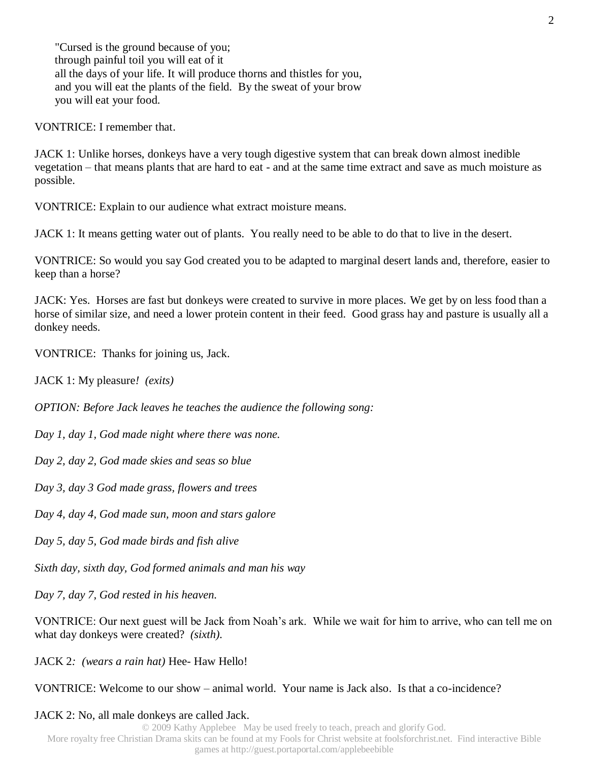"Cursed is the ground because of you;
through painful toil you will eat of it
all the days of your life. It will produce thorns and thistles for you,
and you will eat the plants of the field. By the sweat of your brow
you will eat your food.

VONTRICE: I remember that.

JACK 1: Unlike horses, donkeys have a very tough digestive system that can break down almost inedible vegetation – that means plants that are hard to eat - and at the same time extract and save as much moisture as possible.

VONTRICE: Explain to our audience what extract moisture means.

JACK 1: It means getting water out of plants. You really need to be able to do that to live in the desert.

VONTRICE: So would you say God created you to be adapted to marginal desert lands and, therefore, easier to keep than a horse?

JACK: Yes. Horses are fast but donkeys were created to survive in more places. We get by on less food than a horse of similar size, and need a lower protein content in their feed. Good grass hay and pasture is usually all a donkey needs.

VONTRICE: Thanks for joining us, Jack.

JACK 1: My pleasure*!* *(exits)*

*OPTION: Before Jack leaves he teaches the audience the following song:*

*Day 1, day 1, God made night where there was none.*

*Day 2, day 2, God made skies and seas so blue*

*Day 3, day 3 God made grass, flowers and trees*

*Day 4, day 4, God made sun, moon and stars galore*

*Day 5, day 5, God made birds and fish alive*

*Sixth day, sixth day, God formed animals and man his way*

*Day 7, day 7, God rested in his heaven.*

VONTRICE: Our next guest will be Jack from Noah's ark. While we wait for him to arrive, who can tell me on what day donkeys were created? *(sixth).*

JACK 2*: (wears a rain hat)* Hee- Haw Hello!

VONTRICE: Welcome to our show – animal world. Your name is Jack also. Is that a co-incidence?

JACK 2: No, all male donkeys are called Jack.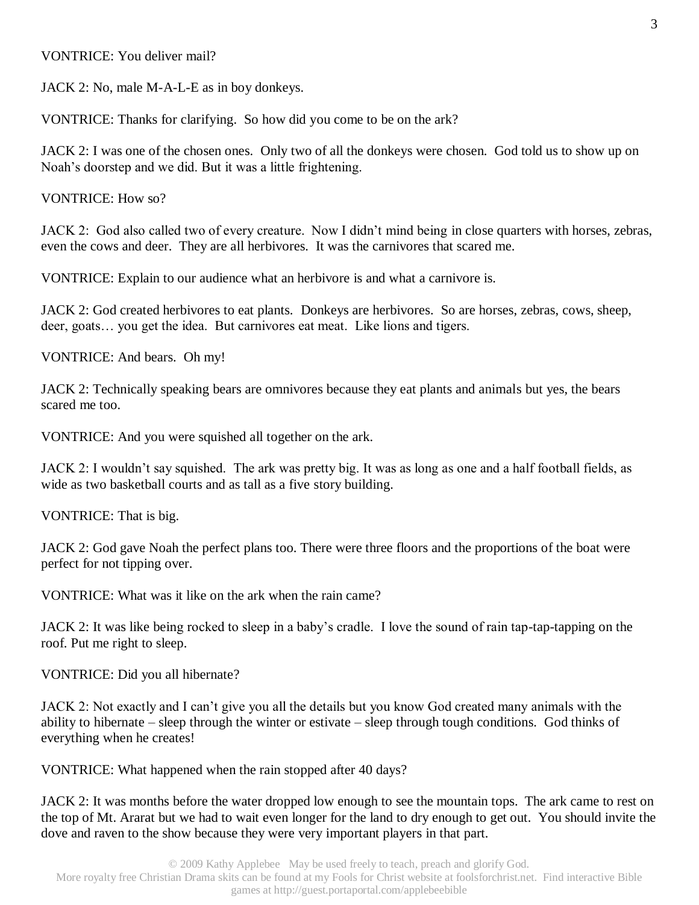VONTRICE: You deliver mail?

JACK 2: No, male M-A-L-E as in boy donkeys.

VONTRICE: Thanks for clarifying. So how did you come to be on the ark?

JACK 2: I was one of the chosen ones. Only two of all the donkeys were chosen. God told us to show up on Noah's doorstep and we did. But it was a little frightening.

VONTRICE: How so?

JACK 2: God also called two of every creature. Now I didn't mind being in close quarters with horses, zebras, even the cows and deer. They are all herbivores. It was the carnivores that scared me.

VONTRICE: Explain to our audience what an herbivore is and what a carnivore is.

JACK 2: God created herbivores to eat plants. Donkeys are herbivores. So are horses, zebras, cows, sheep, deer, goats… you get the idea. But carnivores eat meat. Like lions and tigers.

VONTRICE: And bears. Oh my!

JACK 2: Technically speaking bears are omnivores because they eat plants and animals but yes, the bears scared me too.

VONTRICE: And you were squished all together on the ark.

JACK 2: I wouldn't say squished. The ark was pretty big. It was as long as one and a half football fields, as wide as two basketball courts and as tall as a five story building.

VONTRICE: That is big.

JACK 2: God gave Noah the perfect plans too. There were three floors and the proportions of the boat were perfect for not tipping over.

VONTRICE: What was it like on the ark when the rain came?

JACK 2: It was like being rocked to sleep in a baby's cradle. I love the sound of rain tap-tap-tapping on the roof. Put me right to sleep.

VONTRICE: Did you all hibernate?

JACK 2: Not exactly and I can't give you all the details but you know God created many animals with the ability to hibernate – sleep through the winter or estivate – sleep through tough conditions. God thinks of everything when he creates!

VONTRICE: What happened when the rain stopped after 40 days?

JACK 2: It was months before the water dropped low enough to see the mountain tops. The ark came to rest on the top of Mt. Ararat but we had to wait even longer for the land to dry enough to get out. You should invite the dove and raven to the show because they were very important players in that part.

© 2009 Kathy Applebee May be used freely to teach, preach and glorify God.
More royalty free Christian Drama skits can be found at my Fools for Christ website at foolsforchrist.net. Find interactive Bible games at http://guest.portaportal.com/applebeebible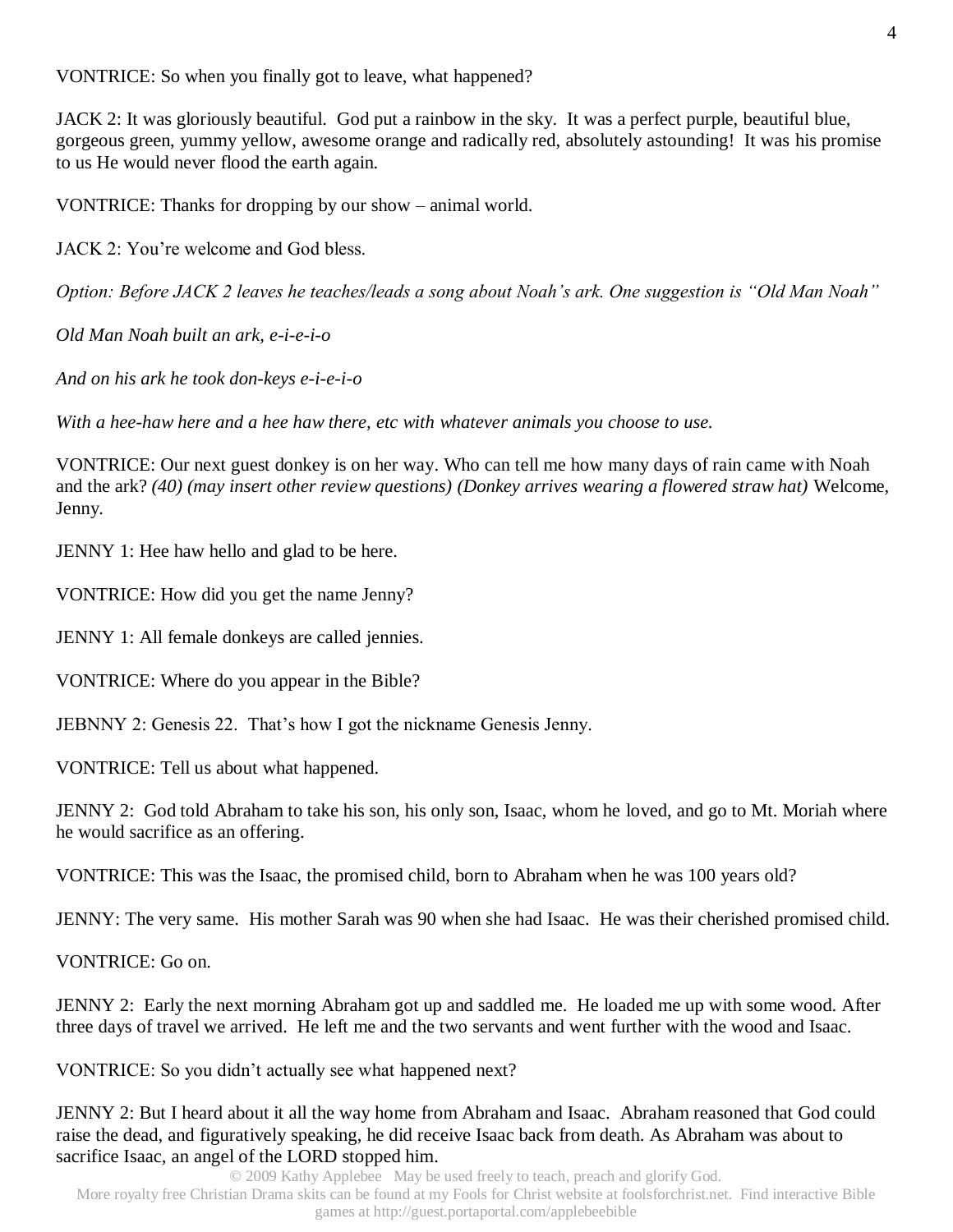VONTRICE: So when you finally got to leave, what happened?

JACK 2: It was gloriously beautiful. God put a rainbow in the sky. It was a perfect purple, beautiful blue, gorgeous green, yummy yellow, awesome orange and radically red, absolutely astounding! It was his promise to us He would never flood the earth again.

VONTRICE: Thanks for dropping by our show – animal world.

JACK 2: You're welcome and God bless.

*Option: Before JACK 2 leaves he teaches/leads a song about Noah's ark. One suggestion is "Old Man Noah"*

*Old Man Noah built an ark, e-i-e-i-o*

*And on his ark he took don-keys e-i-e-i-o*

*With a hee-haw here and a hee haw there, etc with whatever animals you choose to use.*

VONTRICE: Our next guest donkey is on her way. Who can tell me how many days of rain came with Noah and the ark? *(40) (may insert other review questions) (Donkey arrives wearing a flowered straw hat)* Welcome, Jenny.

JENNY 1: Hee haw hello and glad to be here.

VONTRICE: How did you get the name Jenny?

JENNY 1: All female donkeys are called jennies.

VONTRICE: Where do you appear in the Bible?

JEBNNY 2: Genesis 22. That's how I got the nickname Genesis Jenny.

VONTRICE: Tell us about what happened.

JENNY 2: God told Abraham to take his son, his only son, Isaac, whom he loved, and go to Mt. Moriah where he would sacrifice as an offering.

VONTRICE: This was the Isaac, the promised child, born to Abraham when he was 100 years old?

JENNY: The very same. His mother Sarah was 90 when she had Isaac. He was their cherished promised child.

VONTRICE: Go on.

JENNY 2: Early the next morning Abraham got up and saddled me. He loaded me up with some wood. After three days of travel we arrived. He left me and the two servants and went further with the wood and Isaac.

VONTRICE: So you didn't actually see what happened next?

JENNY 2: But I heard about it all the way home from Abraham and Isaac. Abraham reasoned that God could raise the dead, and figuratively speaking, he did receive Isaac back from death. As Abraham was about to sacrifice Isaac, an angel of the LORD stopped him.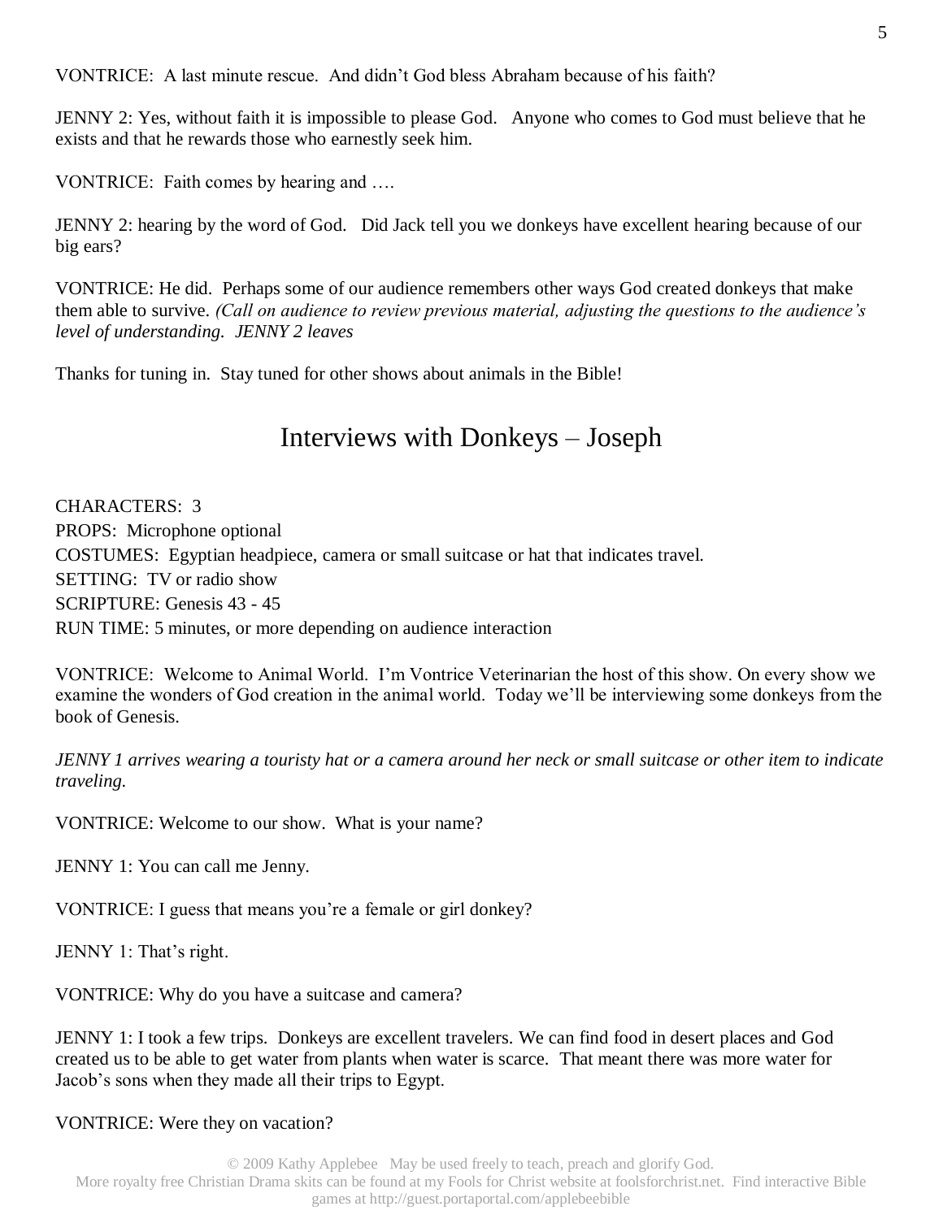VONTRICE: A last minute rescue. And didn't God bless Abraham because of his faith?

JENNY 2: Yes, without faith it is impossible to please God. Anyone who comes to God must believe that he exists and that he rewards those who earnestly seek him.

VONTRICE: Faith comes by hearing and ….

JENNY 2: hearing by the word of God. Did Jack tell you we donkeys have excellent hearing because of our big ears?

VONTRICE: He did. Perhaps some of our audience remembers other ways God created donkeys that make them able to survive. *(Call on audience to review previous material, adjusting the questions to the audience's level of understanding. JENNY 2 leaves*

Thanks for tuning in. Stay tuned for other shows about animals in the Bible!

# Interviews with Donkeys – Joseph

CHARACTERS: 3
PROPS: Microphone optional
COSTUMES: Egyptian headpiece, camera or small suitcase or hat that indicates travel.
SETTING: TV or radio show
SCRIPTURE: Genesis 43 - 45
RUN TIME: 5 minutes, or more depending on audience interaction

VONTRICE: Welcome to Animal World. I'm Vontrice Veterinarian the host of this show. On every show we examine the wonders of God creation in the animal world. Today we'll be interviewing some donkeys from the book of Genesis.

*JENNY 1 arrives wearing a touristy hat or a camera around her neck or small suitcase or other item to indicate traveling.*

VONTRICE: Welcome to our show. What is your name?

JENNY 1: You can call me Jenny.

VONTRICE: I guess that means you're a female or girl donkey?

JENNY 1: That's right.

VONTRICE: Why do you have a suitcase and camera?

JENNY 1: I took a few trips. Donkeys are excellent travelers. We can find food in desert places and God created us to be able to get water from plants when water is scarce. That meant there was more water for Jacob's sons when they made all their trips to Egypt.

VONTRICE: Were they on vacation?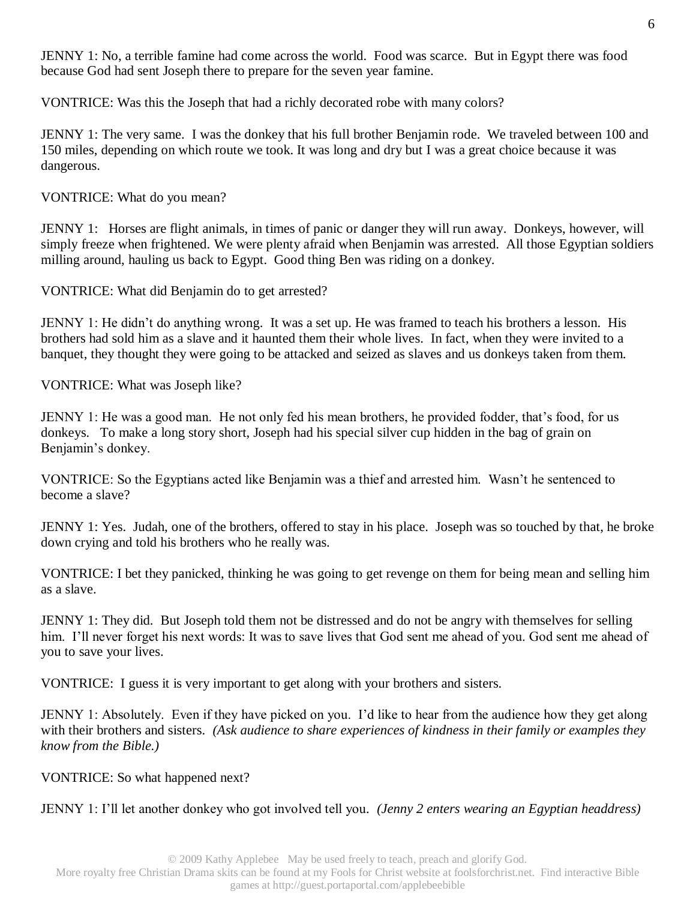JENNY 1: No, a terrible famine had come across the world. Food was scarce. But in Egypt there was food because God had sent Joseph there to prepare for the seven year famine.

VONTRICE: Was this the Joseph that had a richly decorated robe with many colors?

JENNY 1: The very same. I was the donkey that his full brother Benjamin rode. We traveled between 100 and 150 miles, depending on which route we took. It was long and dry but I was a great choice because it was dangerous.

VONTRICE: What do you mean?

JENNY 1: Horses are flight animals, in times of panic or danger they will run away. Donkeys, however, will simply freeze when frightened. We were plenty afraid when Benjamin was arrested. All those Egyptian soldiers milling around, hauling us back to Egypt. Good thing Ben was riding on a donkey.

VONTRICE: What did Benjamin do to get arrested?

JENNY 1: He didn't do anything wrong. It was a set up. He was framed to teach his brothers a lesson. His brothers had sold him as a slave and it haunted them their whole lives. In fact, when they were invited to a banquet, they thought they were going to be attacked and seized as slaves and us donkeys taken from them.

VONTRICE: What was Joseph like?

JENNY 1: He was a good man. He not only fed his mean brothers, he provided fodder, that's food, for us donkeys. To make a long story short, Joseph had his special silver cup hidden in the bag of grain on Benjamin's donkey.

VONTRICE: So the Egyptians acted like Benjamin was a thief and arrested him. Wasn't he sentenced to become a slave?

JENNY 1: Yes. Judah, one of the brothers, offered to stay in his place. Joseph was so touched by that, he broke down crying and told his brothers who he really was.

VONTRICE: I bet they panicked, thinking he was going to get revenge on them for being mean and selling him as a slave.

JENNY 1: They did. But Joseph told them not be distressed and do not be angry with themselves for selling him. I'll never forget his next words: It was to save lives that God sent me ahead of you. God sent me ahead of you to save your lives.

VONTRICE: I guess it is very important to get along with your brothers and sisters.

JENNY 1: Absolutely. Even if they have picked on you. I'd like to hear from the audience how they get along with their brothers and sisters. *(Ask audience to share experiences of kindness in their family or examples they know from the Bible.)*

VONTRICE: So what happened next?

JENNY 1: I'll let another donkey who got involved tell you. *(Jenny 2 enters wearing an Egyptian headdress)*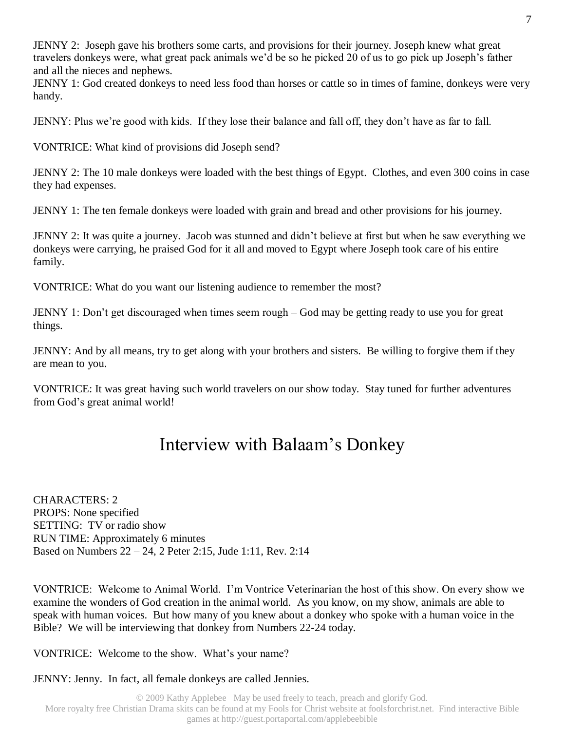JENNY 2: Joseph gave his brothers some carts, and provisions for their journey. Joseph knew what great travelers donkeys were, what great pack animals we'd be so he picked 20 of us to go pick up Joseph's father and all the nieces and nephews.
JENNY 1: God created donkeys to need less food than horses or cattle so in times of famine, donkeys were very handy.

JENNY: Plus we're good with kids. If they lose their balance and fall off, they don't have as far to fall.

VONTRICE: What kind of provisions did Joseph send?

JENNY 2: The 10 male donkeys were loaded with the best things of Egypt. Clothes, and even 300 coins in case they had expenses.

JENNY 1: The ten female donkeys were loaded with grain and bread and other provisions for his journey.

JENNY 2: It was quite a journey. Jacob was stunned and didn't believe at first but when he saw everything we donkeys were carrying, he praised God for it all and moved to Egypt where Joseph took care of his entire family.

VONTRICE: What do you want our listening audience to remember the most?

JENNY 1: Don't get discouraged when times seem rough – God may be getting ready to use you for great things.

JENNY: And by all means, try to get along with your brothers and sisters. Be willing to forgive them if they are mean to you.

VONTRICE: It was great having such world travelers on our show today. Stay tuned for further adventures from God's great animal world!

# Interview with Balaam's Donkey

CHARACTERS: 2
PROPS: None specified
SETTING: TV or radio show
RUN TIME: Approximately 6 minutes
Based on Numbers 22 – 24, 2 Peter 2:15, Jude 1:11, Rev. 2:14

VONTRICE: Welcome to Animal World. I'm Vontrice Veterinarian the host of this show. On every show we examine the wonders of God creation in the animal world. As you know, on my show, animals are able to speak with human voices. But how many of you knew about a donkey who spoke with a human voice in the Bible? We will be interviewing that donkey from Numbers 22-24 today.

VONTRICE: Welcome to the show. What's your name?

JENNY: Jenny. In fact, all female donkeys are called Jennies.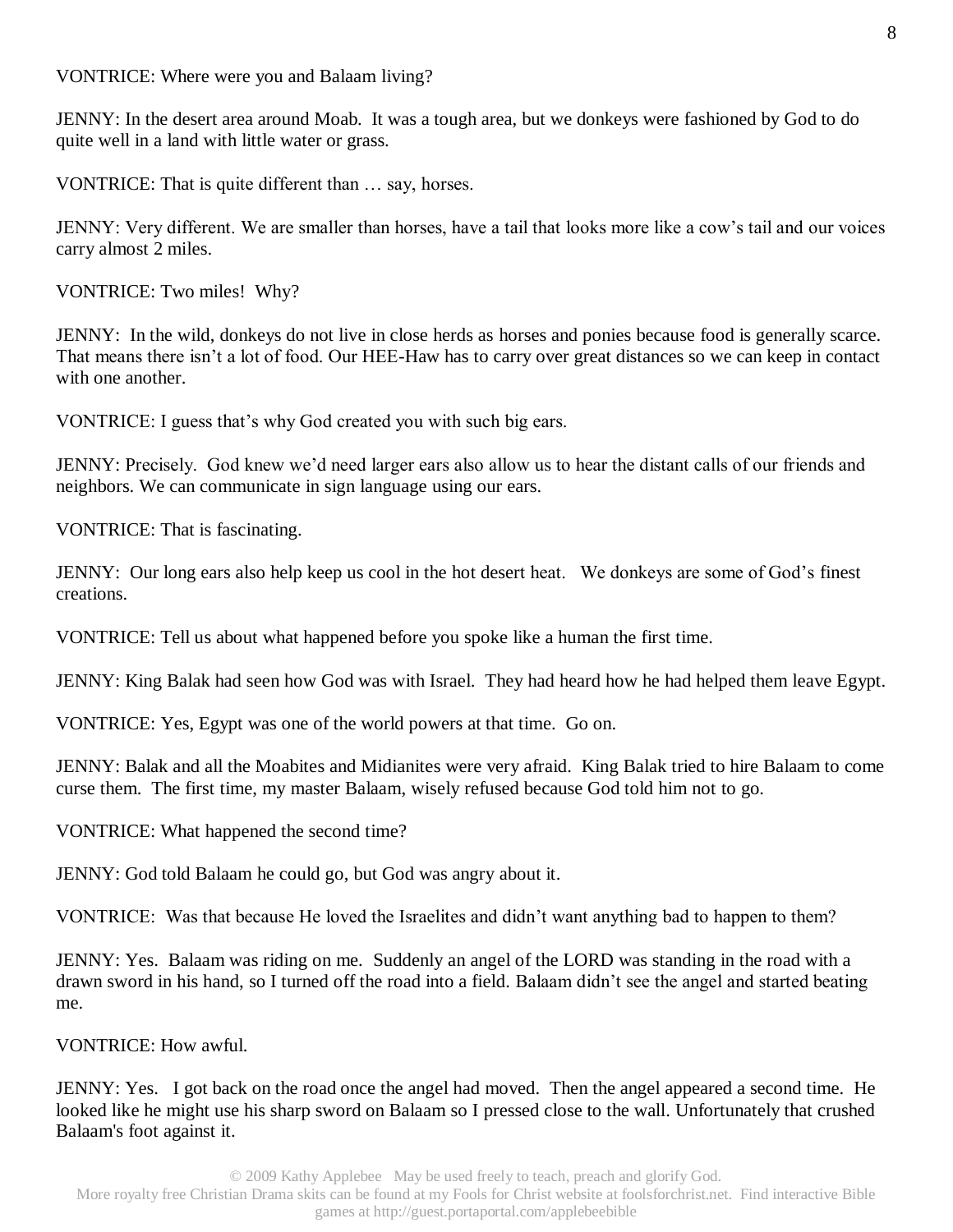VONTRICE: Where were you and Balaam living?

JENNY: In the desert area around Moab. It was a tough area, but we donkeys were fashioned by God to do quite well in a land with little water or grass.

VONTRICE: That is quite different than … say, horses.

JENNY: Very different. We are smaller than horses, have a tail that looks more like a cow's tail and our voices carry almost 2 miles.

VONTRICE: Two miles! Why?

JENNY: In the wild, donkeys do not live in close herds as horses and ponies because food is generally scarce. That means there isn't a lot of food. Our HEE-Haw has to carry over great distances so we can keep in contact with one another.

VONTRICE: I guess that's why God created you with such big ears.

JENNY: Precisely. God knew we'd need larger ears also allow us to hear the distant calls of our friends and neighbors. We can communicate in sign language using our ears.

VONTRICE: That is fascinating.

JENNY: Our long ears also help keep us cool in the hot desert heat. We donkeys are some of God's finest creations.

VONTRICE: Tell us about what happened before you spoke like a human the first time.

JENNY: King Balak had seen how God was with Israel. They had heard how he had helped them leave Egypt.

VONTRICE: Yes, Egypt was one of the world powers at that time. Go on.

JENNY: Balak and all the Moabites and Midianites were very afraid. King Balak tried to hire Balaam to come curse them. The first time, my master Balaam, wisely refused because God told him not to go.

VONTRICE: What happened the second time?

JENNY: God told Balaam he could go, but God was angry about it.

VONTRICE: Was that because He loved the Israelites and didn't want anything bad to happen to them?

JENNY: Yes. Balaam was riding on me. Suddenly an angel of the LORD was standing in the road with a drawn sword in his hand, so I turned off the road into a field. Balaam didn't see the angel and started beating me.

VONTRICE: How awful.

JENNY: Yes. I got back on the road once the angel had moved. Then the angel appeared a second time. He looked like he might use his sharp sword on Balaam so I pressed close to the wall. Unfortunately that crushed Balaam's foot against it.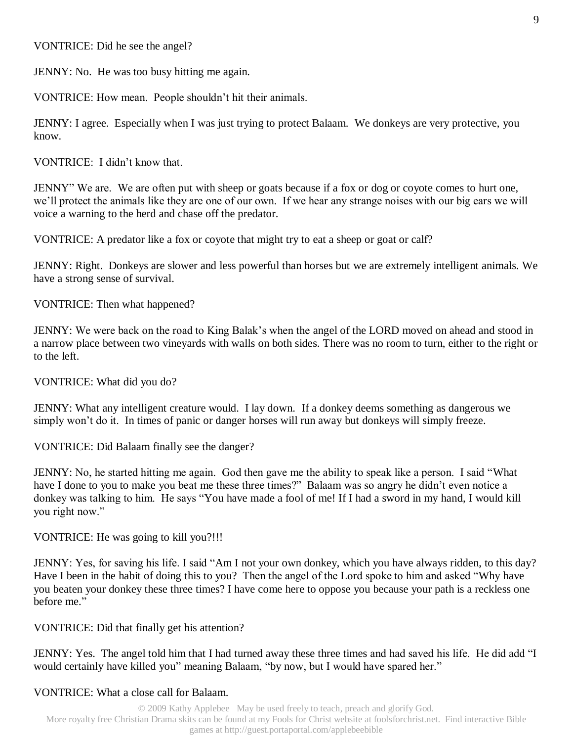VONTRICE: Did he see the angel?

JENNY: No. He was too busy hitting me again.

VONTRICE: How mean. People shouldn't hit their animals.

JENNY: I agree. Especially when I was just trying to protect Balaam. We donkeys are very protective, you know.

VONTRICE: I didn't know that.

JENNY" We are. We are often put with sheep or goats because if a fox or dog or coyote comes to hurt one, we'll protect the animals like they are one of our own. If we hear any strange noises with our big ears we will voice a warning to the herd and chase off the predator.

VONTRICE: A predator like a fox or coyote that might try to eat a sheep or goat or calf?

JENNY: Right. Donkeys are slower and less powerful than horses but we are extremely intelligent animals. We have a strong sense of survival.

VONTRICE: Then what happened?

JENNY: We were back on the road to King Balak's when the angel of the LORD moved on ahead and stood in a narrow place between two vineyards with walls on both sides. There was no room to turn, either to the right or to the left.

VONTRICE: What did you do?

JENNY: What any intelligent creature would. I lay down. If a donkey deems something as dangerous we simply won't do it. In times of panic or danger horses will run away but donkeys will simply freeze.

VONTRICE: Did Balaam finally see the danger?

JENNY: No, he started hitting me again. God then gave me the ability to speak like a person. I said "What have I done to you to make you beat me these three times?" Balaam was so angry he didn't even notice a donkey was talking to him. He says "You have made a fool of me! If I had a sword in my hand, I would kill you right now."

VONTRICE: He was going to kill you?!!!

JENNY: Yes, for saving his life. I said "Am I not your own donkey, which you have always ridden, to this day? Have I been in the habit of doing this to you? Then the angel of the Lord spoke to him and asked "Why have you beaten your donkey these three times? I have come here to oppose you because your path is a reckless one before me."

VONTRICE: Did that finally get his attention?

JENNY: Yes. The angel told him that I had turned away these three times and had saved his life. He did add "I would certainly have killed you" meaning Balaam, "by now, but I would have spared her."

VONTRICE: What a close call for Balaam.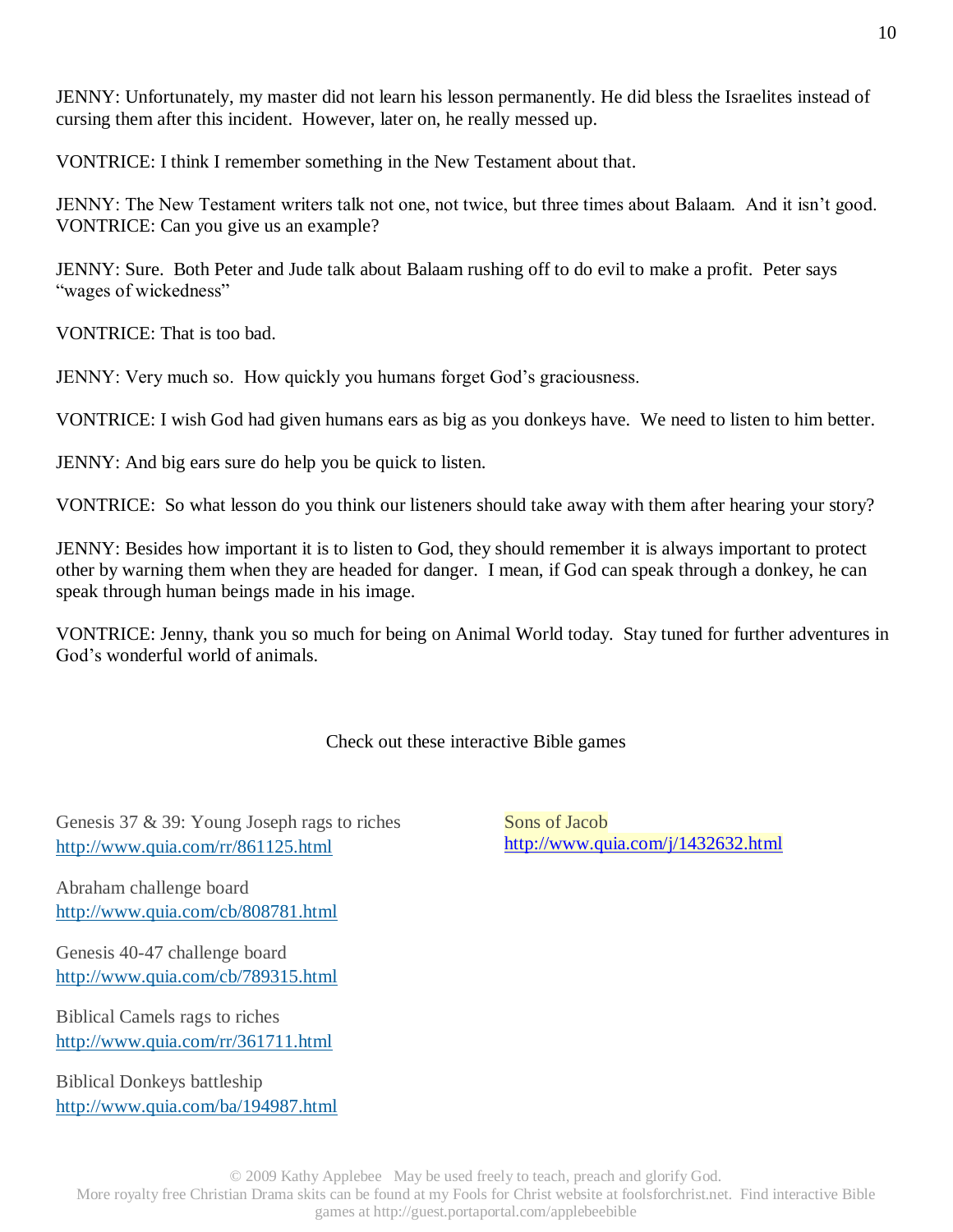JENNY: Unfortunately, my master did not learn his lesson permanently. He did bless the Israelites instead of cursing them after this incident. However, later on, he really messed up.

VONTRICE: I think I remember something in the New Testament about that.

JENNY: The New Testament writers talk not one, not twice, but three times about Balaam. And it isn't good.
VONTRICE: Can you give us an example?

JENNY: Sure. Both Peter and Jude talk about Balaam rushing off to do evil to make a profit. Peter says "wages of wickedness"

VONTRICE: That is too bad.

JENNY: Very much so. How quickly you humans forget God's graciousness.

VONTRICE: I wish God had given humans ears as big as you donkeys have. We need to listen to him better.

JENNY: And big ears sure do help you be quick to listen.

VONTRICE: So what lesson do you think our listeners should take away with them after hearing your story?

JENNY: Besides how important it is to listen to God, they should remember it is always important to protect other by warning them when they are headed for danger. I mean, if God can speak through a donkey, he can speak through human beings made in his image.

VONTRICE: Jenny, thank you so much for being on Animal World today. Stay tuned for further adventures in God's wonderful world of animals.

Check out these interactive Bible games

Genesis 37 & 39: Young Joseph rags to riches
http://www.quia.com/rr/861125.html

Abraham challenge board
http://www.quia.com/cb/808781.html

Genesis 40-47 challenge board
http://www.quia.com/cb/789315.html

Biblical Camels rags to riches
http://www.quia.com/rr/361711.html

Biblical Donkeys battleship
http://www.quia.com/ba/194987.html

Sons of Jacob
http://www.quia.com/j/1432632.html

© 2009 Kathy Applebee May be used freely to teach, preach and glorify God.
More royalty free Christian Drama skits can be found at my Fools for Christ website at foolsforchrist.net. Find interactive Bible games at http://guest.portaportal.com/applebeebible